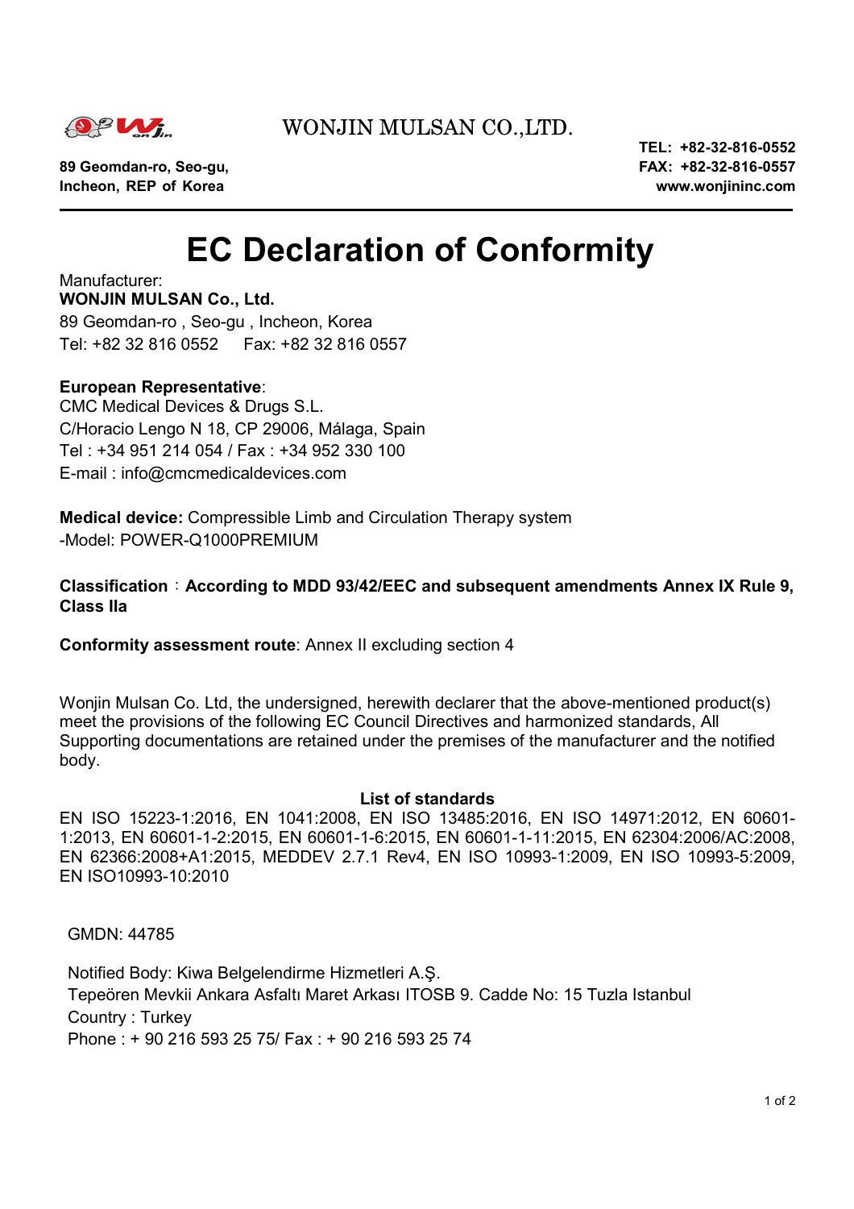WONJIN MULSAN CO.,LTD.

**89 Geomdan-ro, Seo-gu,**
**Incheon, REP of Korea**

**TEL: +82-32-816-0552**
**FAX: +82-32-816-0557**
**www.wonjininc.com**

# EC Declaration of Conformity

Manufacturer:
**WONJIN MULSAN Co., Ltd.**
89 Geomdan-ro , Seo-gu , Incheon, Korea
Tel: +82 32 816 0552 Fax: +82 32 816 0557

**European Representative**:
CMC Medical Devices & Drugs S.L.
C/Horacio Lengo N 18, CP 29006, Málaga, Spain
Tel : +34 951 214 054 / Fax : +34 952 330 100
E-mail : info@cmcmedicaldevices.com

**Medical device:** Compressible Limb and Circulation Therapy system
-Model: POWER-Q1000PREMIUM

**Classification**：**According to MDD 93/42/EEC and subsequent amendments Annex IX Rule 9, Class IIa**

**Conformity assessment route**: Annex II excluding section 4

Wonjin Mulsan Co. Ltd, the undersigned, herewith declarer that the above-mentioned product(s) meet the provisions of the following EC Council Directives and harmonized standards, All Supporting documentations are retained under the premises of the manufacturer and the notified body.

**List of standards**

EN ISO 15223-1:2016, EN 1041:2008, EN ISO 13485:2016, EN ISO 14971:2012, EN 60601-1:2013, EN 60601-1-2:2015, EN 60601-1-6:2015, EN 60601-1-11:2015, EN 62304:2006/AC:2008, EN 62366:2008+A1:2015, MEDDEV 2.7.1 Rev4, EN ISO 10993-1:2009, EN ISO 10993-5:2009, EN ISO10993-10:2010

GMDN: 44785

Notified Body: Kiwa Belgelendirme Hizmetleri A.Ş.
Tepeören Mevkii Ankara Asfaltı Maret Arkası ITOSB 9. Cadde No: 15 Tuzla Istanbul
Country : Turkey
Phone : + 90 216 593 25 75/ Fax : + 90 216 593 25 74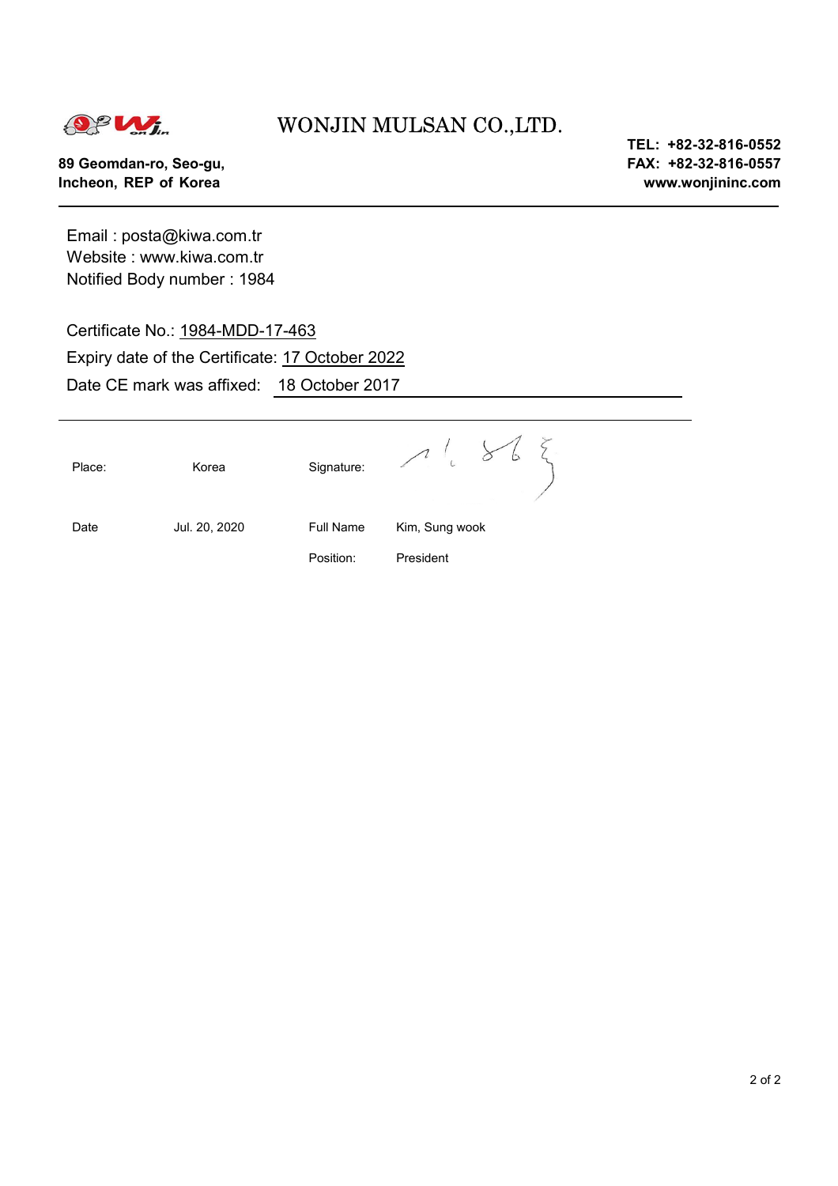WONJIN MULSAN CO.,LTD.

**89 Geomdan-ro, Seo-gu,**
**Incheon, REP of Korea**

**TEL: +82-32-816-0552**
**FAX: +82-32-816-0557**
**www.wonjininc.com**

---

Email : posta@kiwa.com.tr
Website : www.kiwa.com.tr
Notified Body number : 1984

Certificate No.: 1984-MDD-17-463
Expiry date of the Certificate: 17 October 2022
Date CE mark was affixed: 18 October 2017

---

| | | | |
|---|---|---|---|
| Place: | Korea | Signature: | |
| Date | Jul. 20, 2020 | Full Name | Kim, Sung wook |
| | | Position: | President |